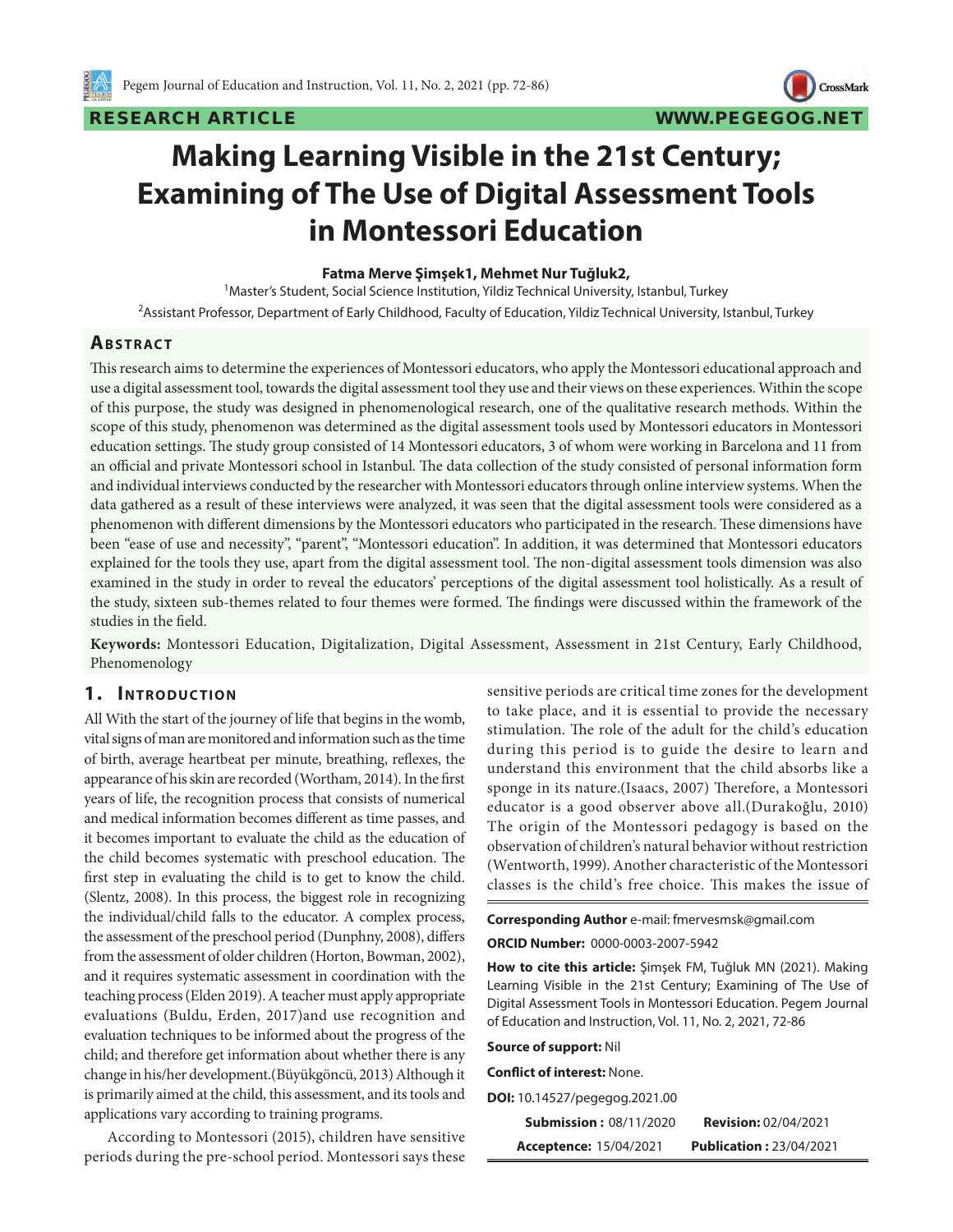RESEARCH ARTICLE

WWW.PEGEGOG.NET

# Making Learning Visible in the 21st Century; Examining of The Use of Digital Assessment Tools in Montessori Education

**Fatma Merve Şimşek1, Mehmet Nur Tuğluk2,**

[1]Master's Student, Social Science Institution, Yildiz Technical University, Istanbul, Turkey

[2]Assistant Professor, Department of Early Childhood, Faculty of Education, Yildiz Technical University, Istanbul, Turkey

## Abstract

This research aims to determine the experiences of Montessori educators, who apply the Montessori educational approach and use a digital assessment tool, towards the digital assessment tool they use and their views on these experiences. Within the scope of this purpose, the study was designed in phenomenological research, one of the qualitative research methods. Within the scope of this study, phenomenon was determined as the digital assessment tools used by Montessori educators in Montessori education settings. The study group consisted of 14 Montessori educators, 3 of whom were working in Barcelona and 11 from an official and private Montessori school in Istanbul. The data collection of the study consisted of personal information form and individual interviews conducted by the researcher with Montessori educators through online interview systems. When the data gathered as a result of these interviews were analyzed, it was seen that the digital assessment tools were considered as a phenomenon with different dimensions by the Montessori educators who participated in the research. These dimensions have been "ease of use and necessity", "parent", "Montessori education". In addition, it was determined that Montessori educators explained for the tools they use, apart from the digital assessment tool. The non-digital assessment tools dimension was also examined in the study in order to reveal the educators' perceptions of the digital assessment tool holistically. As a result of the study, sixteen sub-themes related to four themes were formed. The findings were discussed within the framework of the studies in the field.

**Keywords:** Montessori Education, Digitalization, Digital Assessment, Assessment in 21st Century, Early Childhood, Phenomenology

## 1. Introduction

All With the start of the journey of life that begins in the womb, vital signs of man are monitored and information such as the time of birth, average heartbeat per minute, breathing, reflexes, the appearance of his skin are recorded (Wortham, 2014). In the first years of life, the recognition process that consists of numerical and medical information becomes different as time passes, and it becomes important to evaluate the child as the education of the child becomes systematic with preschool education. The first step in evaluating the child is to get to know the child. (Slentz, 2008). In this process, the biggest role in recognizing the individual/child falls to the educator. A complex process, the assessment of the preschool period (Dunphny, 2008), differs from the assessment of older children (Horton, Bowman, 2002), and it requires systematic assessment in coordination with the teaching process (Elden 2019). A teacher must apply appropriate evaluations (Buldu, Erden, 2017)and use recognition and evaluation techniques to be informed about the progress of the child; and therefore get information about whether there is any change in his/her development.(Büyükgöncü, 2013) Although it is primarily aimed at the child, this assessment, and its tools and applications vary according to training programs.

According to Montessori (2015), children have sensitive periods during the pre-school period. Montessori says these sensitive periods are critical time zones for the development to take place, and it is essential to provide the necessary stimulation. The role of the adult for the child's education during this period is to guide the desire to learn and understand this environment that the child absorbs like a sponge in its nature.(Isaacs, 2007) Therefore, a Montessori educator is a good observer above all.(Durakoğlu, 2010) The origin of the Montessori pedagogy is based on the observation of children's natural behavior without restriction (Wentworth, 1999). Another characteristic of the Montessori classes is the child's free choice. This makes the issue of

**Corresponding Author** e-mail: fmervesmsk@gmail.com

**ORCID Number:** 0000-0003-2007-5942

**How to cite this article:** Şimşek FM, Tuğluk MN (2021). Making Learning Visible in the 21st Century; Examining of The Use of Digital Assessment Tools in Montessori Education. Pegem Journal of Education and Instruction, Vol. 11, No. 2, 2021, 72-86

**Source of support:** Nil

**Conflict of interest:** None.

**DOI:** 10.14527/pegegog.2021.00

**Submission :** 08/11/2020 **Revision:** 02/04/2021

**Acceptence:** 15/04/2021 **Publication :** 23/04/2021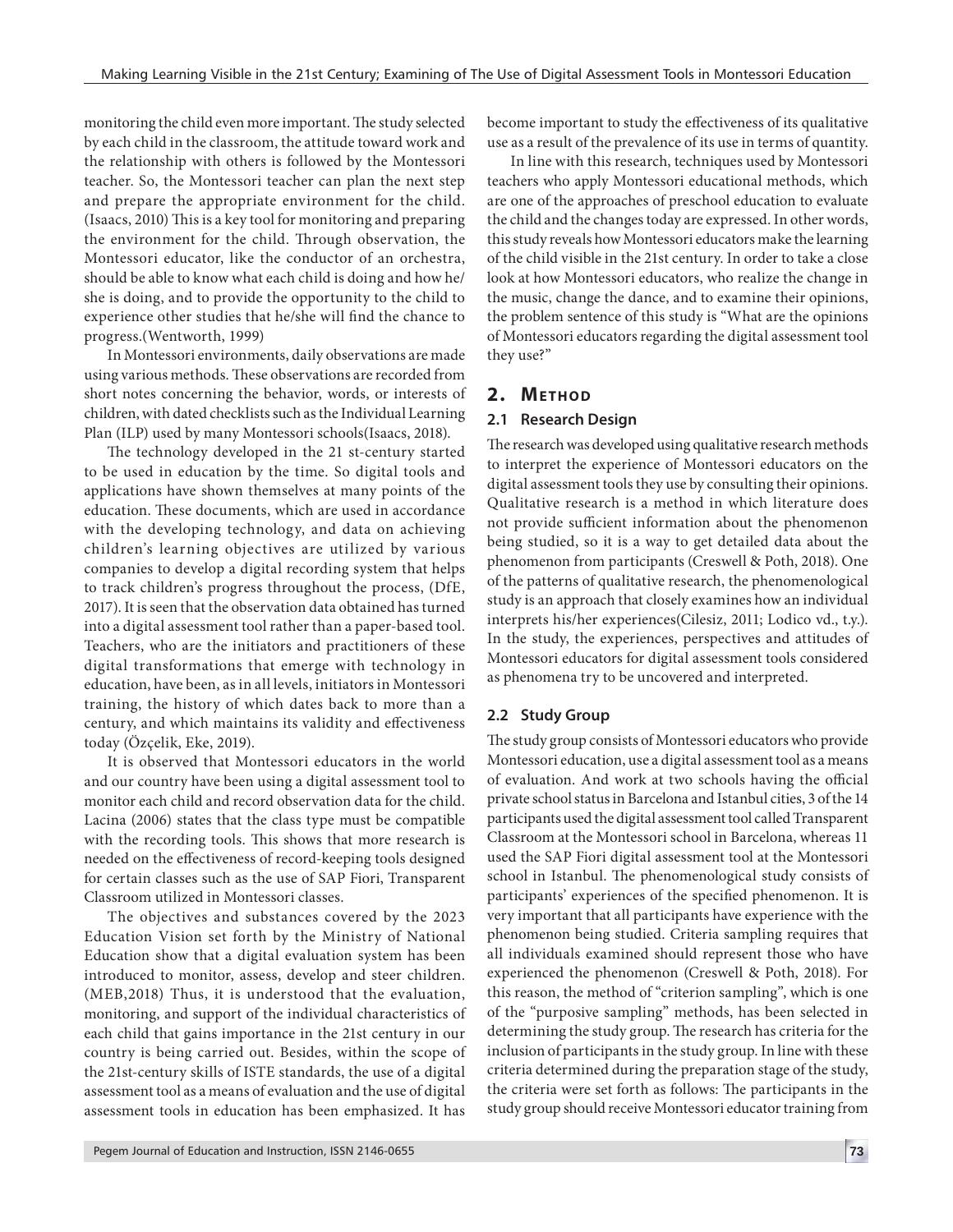monitoring the child even more important. The study selected by each child in the classroom, the attitude toward work and the relationship with others is followed by the Montessori teacher. So, the Montessori teacher can plan the next step and prepare the appropriate environment for the child. (Isaacs, 2010) This is a key tool for monitoring and preparing the environment for the child. Through observation, the Montessori educator, like the conductor of an orchestra, should be able to know what each child is doing and how he/she is doing, and to provide the opportunity to the child to experience other studies that he/she will find the chance to progress.(Wentworth, 1999)

In Montessori environments, daily observations are made using various methods. These observations are recorded from short notes concerning the behavior, words, or interests of children, with dated checklists such as the Individual Learning Plan (ILP) used by many Montessori schools(Isaacs, 2018).

The technology developed in the 21 st-century started to be used in education by the time. So digital tools and applications have shown themselves at many points of the education. These documents, which are used in accordance with the developing technology, and data on achieving children's learning objectives are utilized by various companies to develop a digital recording system that helps to track children's progress throughout the process, (DfE, 2017). It is seen that the observation data obtained has turned into a digital assessment tool rather than a paper-based tool. Teachers, who are the initiators and practitioners of these digital transformations that emerge with technology in education, have been, as in all levels, initiators in Montessori training, the history of which dates back to more than a century, and which maintains its validity and effectiveness today (Özçelik, Eke, 2019).

It is observed that Montessori educators in the world and our country have been using a digital assessment tool to monitor each child and record observation data for the child. Lacina (2006) states that the class type must be compatible with the recording tools. This shows that more research is needed on the effectiveness of record-keeping tools designed for certain classes such as the use of SAP Fiori, Transparent Classroom utilized in Montessori classes.

The objectives and substances covered by the 2023 Education Vision set forth by the Ministry of National Education show that a digital evaluation system has been introduced to monitor, assess, develop and steer children. (MEB,2018) Thus, it is understood that the evaluation, monitoring, and support of the individual characteristics of each child that gains importance in the 21st century in our country is being carried out. Besides, within the scope of the 21st-century skills of ISTE standards, the use of a digital assessment tool as a means of evaluation and the use of digital assessment tools in education has been emphasized. It has become important to study the effectiveness of its qualitative use as a result of the prevalence of its use in terms of quantity.

In line with this research, techniques used by Montessori teachers who apply Montessori educational methods, which are one of the approaches of preschool education to evaluate the child and the changes today are expressed. In other words, this study reveals how Montessori educators make the learning of the child visible in the 21st century. In order to take a close look at how Montessori educators, who realize the change in the music, change the dance, and to examine their opinions, the problem sentence of this study is "What are the opinions of Montessori educators regarding the digital assessment tool they use?"

## 2. Method

### 2.1 Research Design

The research was developed using qualitative research methods to interpret the experience of Montessori educators on the digital assessment tools they use by consulting their opinions. Qualitative research is a method in which literature does not provide sufficient information about the phenomenon being studied, so it is a way to get detailed data about the phenomenon from participants (Creswell & Poth, 2018). One of the patterns of qualitative research, the phenomenological study is an approach that closely examines how an individual interprets his/her experiences(Cilesiz, 2011; Lodico vd., t.y.). In the study, the experiences, perspectives and attitudes of Montessori educators for digital assessment tools considered as phenomena try to be uncovered and interpreted.

### 2.2 Study Group

The study group consists of Montessori educators who provide Montessori education, use a digital assessment tool as a means of evaluation. And work at two schools having the official private school status in Barcelona and Istanbul cities, 3 of the 14 participants used the digital assessment tool called Transparent Classroom at the Montessori school in Barcelona, whereas 11 used the SAP Fiori digital assessment tool at the Montessori school in Istanbul. The phenomenological study consists of participants' experiences of the specified phenomenon. It is very important that all participants have experience with the phenomenon being studied. Criteria sampling requires that all individuals examined should represent those who have experienced the phenomenon (Creswell & Poth, 2018). For this reason, the method of "criterion sampling", which is one of the "purposive sampling" methods, has been selected in determining the study group. The research has criteria for the inclusion of participants in the study group. In line with these criteria determined during the preparation stage of the study, the criteria were set forth as follows: The participants in the study group should receive Montessori educator training from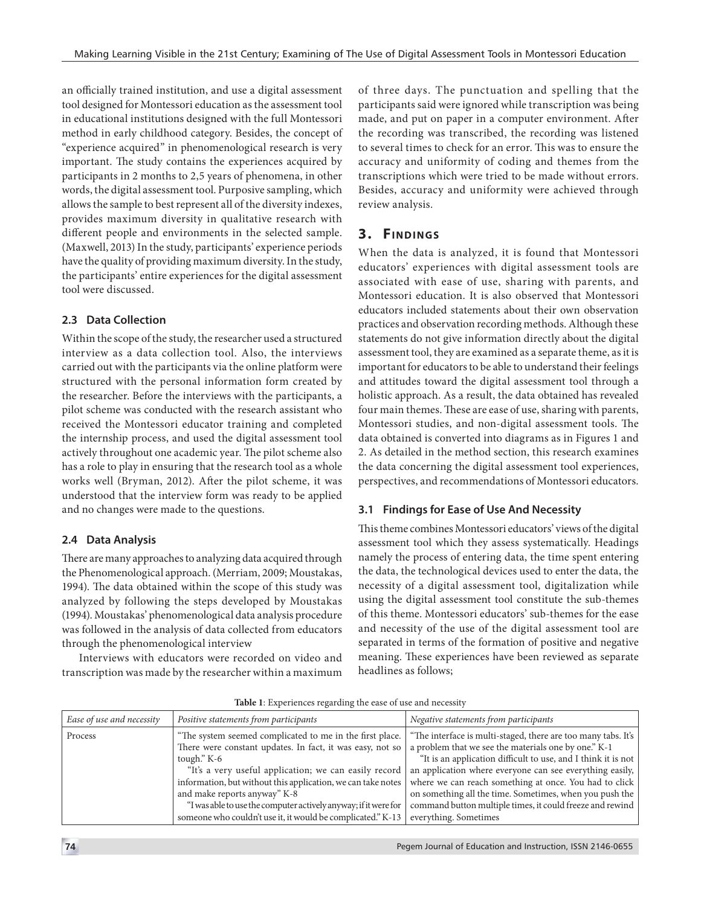an officially trained institution, and use a digital assessment tool designed for Montessori education as the assessment tool in educational institutions designed with the full Montessori method in early childhood category. Besides, the concept of "experience acquired" in phenomenological research is very important. The study contains the experiences acquired by participants in 2 months to 2,5 years of phenomena, in other words, the digital assessment tool. Purposive sampling, which allows the sample to best represent all of the diversity indexes, provides maximum diversity in qualitative research with different people and environments in the selected sample. (Maxwell, 2013) In the study, participants' experience periods have the quality of providing maximum diversity. In the study, the participants' entire experiences for the digital assessment tool were discussed.

### 2.3 Data Collection

Within the scope of the study, the researcher used a structured interview as a data collection tool. Also, the interviews carried out with the participants via the online platform were structured with the personal information form created by the researcher. Before the interviews with the participants, a pilot scheme was conducted with the research assistant who received the Montessori educator training and completed the internship process, and used the digital assessment tool actively throughout one academic year. The pilot scheme also has a role to play in ensuring that the research tool as a whole works well (Bryman, 2012). After the pilot scheme, it was understood that the interview form was ready to be applied and no changes were made to the questions.

### 2.4 Data Analysis

There are many approaches to analyzing data acquired through the Phenomenological approach. (Merriam, 2009; Moustakas, 1994). The data obtained within the scope of this study was analyzed by following the steps developed by Moustakas (1994). Moustakas' phenomenological data analysis procedure was followed in the analysis of data collected from educators through the phenomenological interview

Interviews with educators were recorded on video and transcription was made by the researcher within a maximum of three days. The punctuation and spelling that the participants said were ignored while transcription was being made, and put on paper in a computer environment. After the recording was transcribed, the recording was listened to several times to check for an error. This was to ensure the accuracy and uniformity of coding and themes from the transcriptions which were tried to be made without errors. Besides, accuracy and uniformity were achieved through review analysis.

## 3. Findings

When the data is analyzed, it is found that Montessori educators' experiences with digital assessment tools are associated with ease of use, sharing with parents, and Montessori education. It is also observed that Montessori educators included statements about their own observation practices and observation recording methods. Although these statements do not give information directly about the digital assessment tool, they are examined as a separate theme, as it is important for educators to be able to understand their feelings and attitudes toward the digital assessment tool through a holistic approach. As a result, the data obtained has revealed four main themes. These are ease of use, sharing with parents, Montessori studies, and non-digital assessment tools. The data obtained is converted into diagrams as in Figures 1 and 2. As detailed in the method section, this research examines the data concerning the digital assessment tool experiences, perspectives, and recommendations of Montessori educators.

### 3.1 Findings for Ease of Use And Necessity

This theme combines Montessori educators' views of the digital assessment tool which they assess systematically. Headings namely the process of entering data, the time spent entering the data, the technological devices used to enter the data, the necessity of a digital assessment tool, digitalization while using the digital assessment tool constitute the sub-themes of this theme. Montessori educators' sub-themes for the ease and necessity of the use of the digital assessment tool are separated in terms of the formation of positive and negative meaning. These experiences have been reviewed as separate headlines as follows;

**Table 1**: Experiences regarding the ease of use and necessity

| *Ease of use and necessity* | *Positive statements from participants* | *Negative statements from participants* |
|---|---|---|
| Process | "The system seemed complicated to me in the first place. There were constant updates. In fact, it was easy, not so tough." K-6<br>"It's a very useful application; we can easily record information, but without this application, we can take notes and make reports anyway" K-8<br>"I was able to use the computer actively anyway; if it were for someone who couldn't use it, it would be complicated." K-13 | "The interface is multi-staged, there are too many tabs. It's a problem that we see the materials one by one." K-1<br>"It is an application difficult to use, and I think it is not an application where everyone can see everything easily, where we can reach something at once. You had to click on something all the time. Sometimes, when you push the command button multiple times, it could freeze and rewind everything. Sometimes |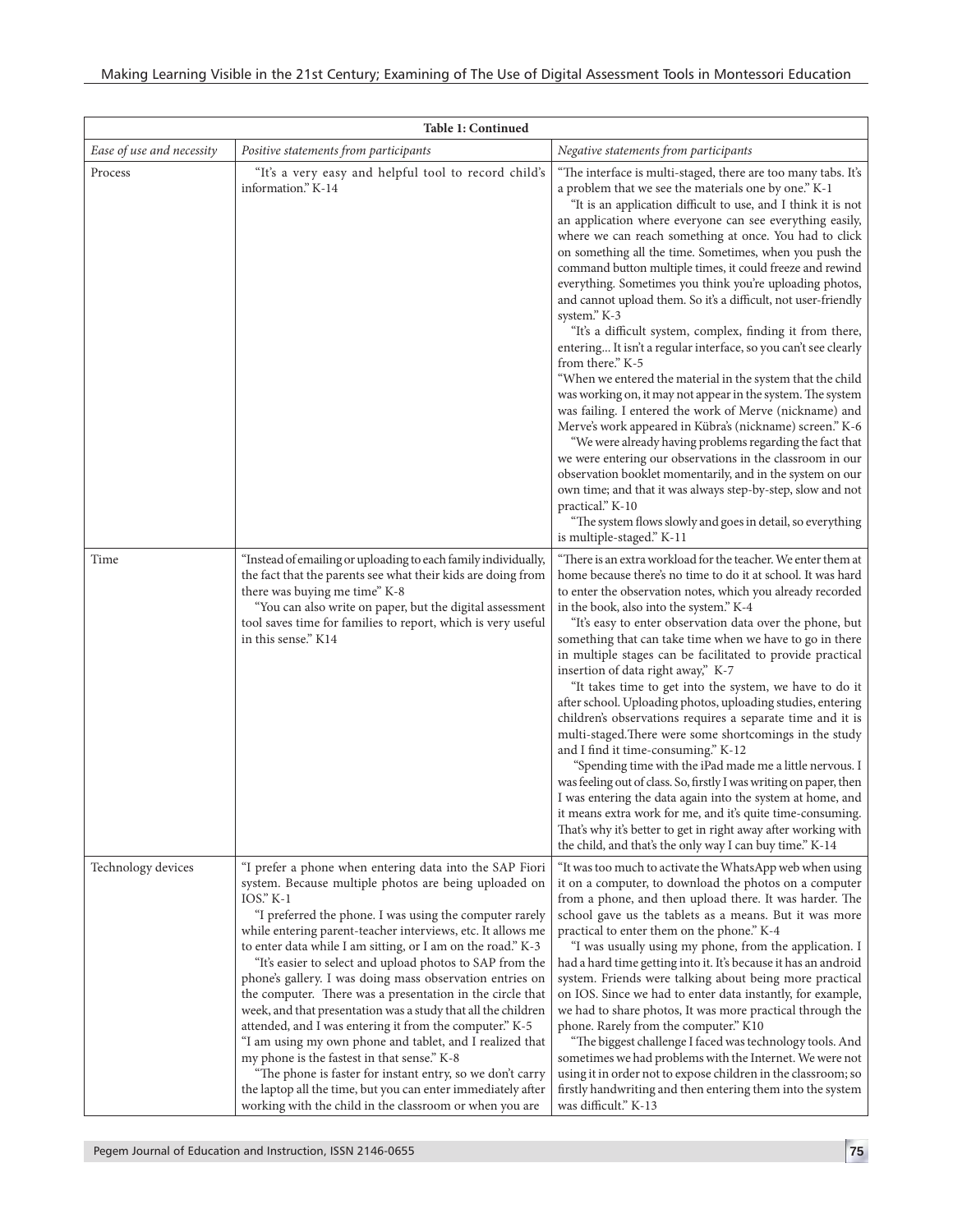| Table 1: Continued | | |
|---|---|---|
| *Ease of use and necessity* | *Positive statements from participants* | *Negative statements from participants* |
| Process | "It's a very easy and helpful tool to record child's information." K-14 | "The interface is multi-staged, there are too many tabs. It's a problem that we see the materials one by one." K-1<br>"It is an application difficult to use, and I think it is not an application where everyone can see everything easily, where we can reach something at once. You had to click on something all the time. Sometimes, when you push the command button multiple times, it could freeze and rewind everything. Sometimes you think you're uploading photos, and cannot upload them. So it's a difficult, not user-friendly system." K-3<br>"It's a difficult system, complex, finding it from there, entering... It isn't a regular interface, so you can't see clearly from there." K-5<br>"When we entered the material in the system that the child was working on, it may not appear in the system. The system was failing. I entered the work of Merve (nickname) and Merve's work appeared in Kübra's (nickname) screen." K-6<br>"We were already having problems regarding the fact that we were entering our observations in the classroom in our observation booklet momentarily, and in the system on our own time; and that it was always step-by-step, slow and not practical." K-10<br>"The system flows slowly and goes in detail, so everything is multiple-staged." K-11 |
| Time | "Instead of emailing or uploading to each family individually, the fact that the parents see what their kids are doing from there was buying me time" K-8<br>"You can also write on paper, but the digital assessment tool saves time for families to report, which is very useful in this sense." K14 | "There is an extra workload for the teacher. We enter them at home because there's no time to do it at school. It was hard to enter the observation notes, which you already recorded in the book, also into the system." K-4<br>"It's easy to enter observation data over the phone, but something that can take time when we have to go in there in multiple stages can be facilitated to provide practical insertion of data right away," K-7<br>"It takes time to get into the system, we have to do it after school. Uploading photos, uploading studies, entering children's observations requires a separate time and it is multi-staged.There were some shortcomings in the study and I find it time-consuming." K-12<br>"Spending time with the iPad made me a little nervous. I was feeling out of class. So, firstly I was writing on paper, then I was entering the data again into the system at home, and it means extra work for me, and it's quite time-consuming. That's why it's better to get in right away after working with the child, and that's the only way I can buy time." K-14 |
| Technology devices | "I prefer a phone when entering data into the SAP Fiori system. Because multiple photos are being uploaded on IOS." K-1<br>"I preferred the phone. I was using the computer rarely while entering parent-teacher interviews, etc. It allows me to enter data while I am sitting, or I am on the road." K-3<br>"It's easier to select and upload photos to SAP from the phone's gallery. I was doing mass observation entries on the computer. There was a presentation in the circle that week, and that presentation was a study that all the children attended, and I was entering it from the computer." K-5<br>"I am using my own phone and tablet, and I realized that my phone is the fastest in that sense." K-8<br>"The phone is faster for instant entry, so we don't carry the laptop all the time, but you can enter immediately after working with the child in the classroom or when you are | "It was too much to activate the WhatsApp web when using it on a computer, to download the photos on a computer from a phone, and then upload there. It was harder. The school gave us the tablets as a means. But it was more practical to enter them on the phone." K-4<br>"I was usually using my phone, from the application. I had a hard time getting into it. It's because it has an android system. Friends were talking about being more practical on IOS. Since we had to enter data instantly, for example, we had to share photos, It was more practical through the phone. Rarely from the computer." K10<br>"The biggest challenge I faced was technology tools. And sometimes we had problems with the Internet. We were not using it in order not to expose children in the classroom; so firstly handwriting and then entering them into the system was difficult." K-13 |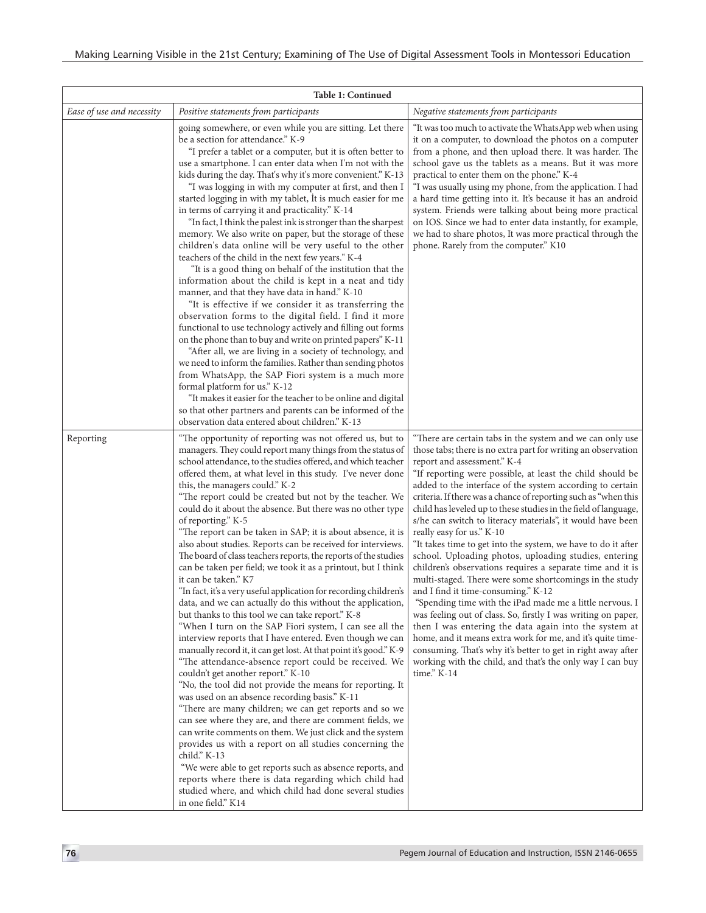| Table 1: Continued | | |
|---|---|---|
| *Ease of use and necessity* | *Positive statements from participants* | *Negative statements from participants* |
| | going somewhere, or even while you are sitting. Let there be a section for attendance." K-9<br>"I prefer a tablet or a computer, but it is often better to use a smartphone. I can enter data when I'm not with the kids during the day. That's why it's more convenient." K-13<br>"I was logging in with my computer at first, and then I started logging in with my tablet, İt is much easier for me in terms of carrying it and practicality." K-14<br>"In fact, I think the palest ink is stronger than the sharpest memory. We also write on paper, but the storage of these children's data online will be very useful to the other teachers of the child in the next few years." K-4<br>"It is a good thing on behalf of the institution that the information about the child is kept in a neat and tidy manner, and that they have data in hand." K-10<br>"It is effective if we consider it as transferring the observation forms to the digital field. I find it more functional to use technology actively and filling out forms on the phone than to buy and write on printed papers" K-11<br>"After all, we are living in a society of technology, and we need to inform the families. Rather than sending photos from WhatsApp, the SAP Fiori system is a much more formal platform for us." K-12<br>"It makes it easier for the teacher to be online and digital so that other partners and parents can be informed of the observation data entered about children." K-13 | "It was too much to activate the WhatsApp web when using it on a computer, to download the photos on a computer from a phone, and then upload there. It was harder. The school gave us the tablets as a means. But it was more practical to enter them on the phone." K-4<br>"I was usually using my phone, from the application. I had a hard time getting into it. It's because it has an android system. Friends were talking about being more practical on IOS. Since we had to enter data instantly, for example, we had to share photos, It was more practical through the phone. Rarely from the computer." K10 |
| Reporting | "The opportunity of reporting was not offered us, but to managers. They could report many things from the status of school attendance, to the studies offered, and which teacher offered them, at what level in this study. I've never done this, the managers could." K-2<br>"The report could be created but not by the teacher. We could do it about the absence. But there was no other type of reporting." K-5<br>"The report can be taken in SAP; it is about absence, it is also about studies. Reports can be received for interviews. The board of class teachers reports, the reports of the studies can be taken per field; we took it as a printout, but I think it can be taken." K7<br>"In fact, it's a very useful application for recording children's data, and we can actually do this without the application, but thanks to this tool we can take report." K-8<br>"When I turn on the SAP Fiori system, I can see all the interview reports that I have entered. Even though we can manually record it, it can get lost. At that point it's good." K-9<br>"The attendance-absence report could be received. We couldn't get another report." K-10<br>"No, the tool did not provide the means for reporting. It was used on an absence recording basis." K-11<br>"There are many children; we can get reports and so we can see where they are, and there are comment fields, we can write comments on them. We just click and the system provides us with a report on all studies concerning the child." K-13<br>"We were able to get reports such as absence reports, and reports where there is data regarding which child had studied where, and which child had done several studies in one field." K14 | "There are certain tabs in the system and we can only use those tabs; there is no extra part for writing an observation report and assessment." K-4<br>"If reporting were possible, at least the child should be added to the interface of the system according to certain criteria. If there was a chance of reporting such as "when this child has leveled up to these studies in the field of language, s/he can switch to literacy materials", it would have been really easy for us." K-10<br>"It takes time to get into the system, we have to do it after school. Uploading photos, uploading studies, entering children's observations requires a separate time and it is multi-staged. There were some shortcomings in the study and I find it time-consuming." K-12<br>"Spending time with the iPad made me a little nervous. I was feeling out of class. So, firstly I was writing on paper, then I was entering the data again into the system at home, and it means extra work for me, and it's quite time-consuming. That's why it's better to get in right away after working with the child, and that's the only way I can buy time." K-14 |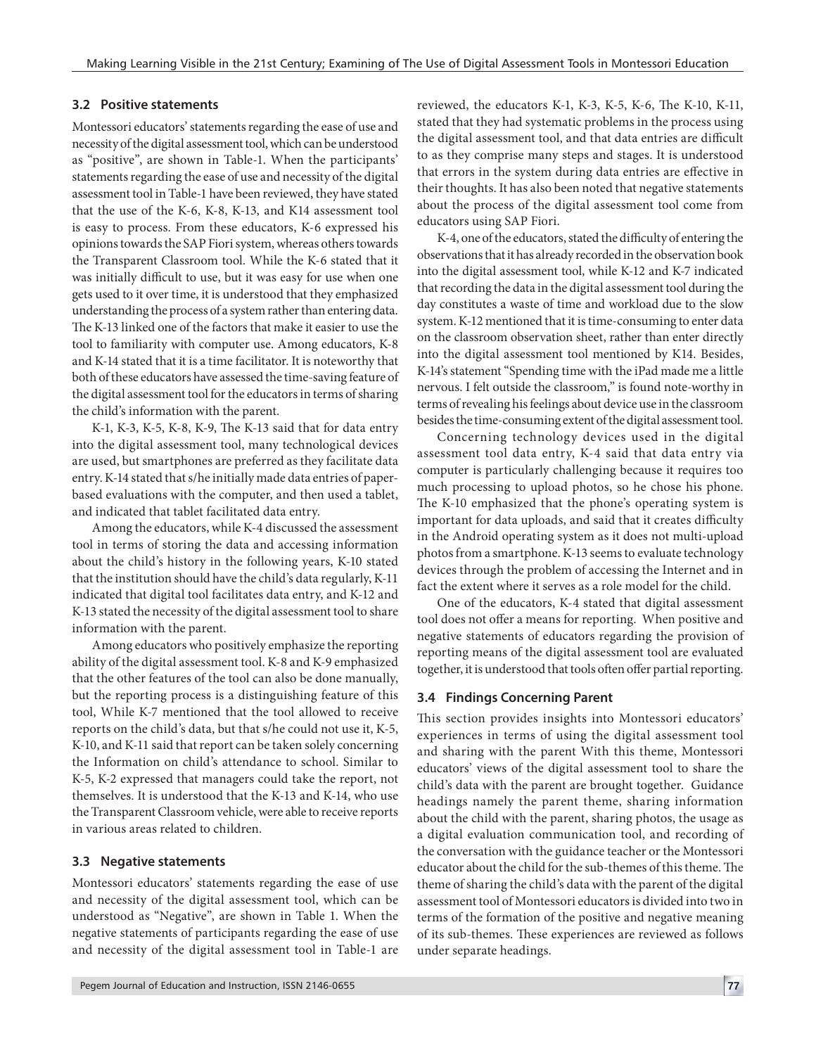### 3.2 Positive statements

Montessori educators' statements regarding the ease of use and necessity of the digital assessment tool, which can be understood as "positive", are shown in Table-1. When the participants' statements regarding the ease of use and necessity of the digital assessment tool in Table-1 have been reviewed, they have stated that the use of the K-6, K-8, K-13, and K14 assessment tool is easy to process. From these educators, K-6 expressed his opinions towards the SAP Fiori system, whereas others towards the Transparent Classroom tool. While the K-6 stated that it was initially difficult to use, but it was easy for use when one gets used to it over time, it is understood that they emphasized understanding the process of a system rather than entering data. The K-13 linked one of the factors that make it easier to use the tool to familiarity with computer use. Among educators, K-8 and K-14 stated that it is a time facilitator. It is noteworthy that both of these educators have assessed the time-saving feature of the digital assessment tool for the educators in terms of sharing the child's information with the parent.

K-1, K-3, K-5, K-8, K-9, The K-13 said that for data entry into the digital assessment tool, many technological devices are used, but smartphones are preferred as they facilitate data entry. K-14 stated that s/he initially made data entries of paper-based evaluations with the computer, and then used a tablet, and indicated that tablet facilitated data entry.

Among the educators, while K-4 discussed the assessment tool in terms of storing the data and accessing information about the child's history in the following years, K-10 stated that the institution should have the child's data regularly, K-11 indicated that digital tool facilitates data entry, and K-12 and K-13 stated the necessity of the digital assessment tool to share information with the parent.

Among educators who positively emphasize the reporting ability of the digital assessment tool. K-8 and K-9 emphasized that the other features of the tool can also be done manually, but the reporting process is a distinguishing feature of this tool, While K-7 mentioned that the tool allowed to receive reports on the child's data, but that s/he could not use it, K-5, K-10, and K-11 said that report can be taken solely concerning the Information on child's attendance to school. Similar to K-5, K-2 expressed that managers could take the report, not themselves. It is understood that the K-13 and K-14, who use the Transparent Classroom vehicle, were able to receive reports in various areas related to children.

### 3.3 Negative statements

Montessori educators' statements regarding the ease of use and necessity of the digital assessment tool, which can be understood as "Negative", are shown in Table 1. When the negative statements of participants regarding the ease of use and necessity of the digital assessment tool in Table-1 are reviewed, the educators K-1, K-3, K-5, K-6, The K-10, K-11, stated that they had systematic problems in the process using the digital assessment tool, and that data entries are difficult to as they comprise many steps and stages. It is understood that errors in the system during data entries are effective in their thoughts. It has also been noted that negative statements about the process of the digital assessment tool come from educators using SAP Fiori.

K-4, one of the educators, stated the difficulty of entering the observations that it has already recorded in the observation book into the digital assessment tool, while K-12 and K-7 indicated that recording the data in the digital assessment tool during the day constitutes a waste of time and workload due to the slow system. K-12 mentioned that it is time-consuming to enter data on the classroom observation sheet, rather than enter directly into the digital assessment tool mentioned by K14. Besides, K-14's statement "Spending time with the iPad made me a little nervous. I felt outside the classroom," is found note-worthy in terms of revealing his feelings about device use in the classroom besides the time-consuming extent of the digital assessment tool.

Concerning technology devices used in the digital assessment tool data entry, K-4 said that data entry via computer is particularly challenging because it requires too much processing to upload photos, so he chose his phone. The K-10 emphasized that the phone's operating system is important for data uploads, and said that it creates difficulty in the Android operating system as it does not multi-upload photos from a smartphone. K-13 seems to evaluate technology devices through the problem of accessing the Internet and in fact the extent where it serves as a role model for the child.

One of the educators, K-4 stated that digital assessment tool does not offer a means for reporting. When positive and negative statements of educators regarding the provision of reporting means of the digital assessment tool are evaluated together, it is understood that tools often offer partial reporting.

### 3.4 Findings Concerning Parent

This section provides insights into Montessori educators' experiences in terms of using the digital assessment tool and sharing with the parent With this theme, Montessori educators' views of the digital assessment tool to share the child's data with the parent are brought together. Guidance headings namely the parent theme, sharing information about the child with the parent, sharing photos, the usage as a digital evaluation communication tool, and recording of the conversation with the guidance teacher or the Montessori educator about the child for the sub-themes of this theme. The theme of sharing the child's data with the parent of the digital assessment tool of Montessori educators is divided into two in terms of the formation of the positive and negative meaning of its sub-themes. These experiences are reviewed as follows under separate headings.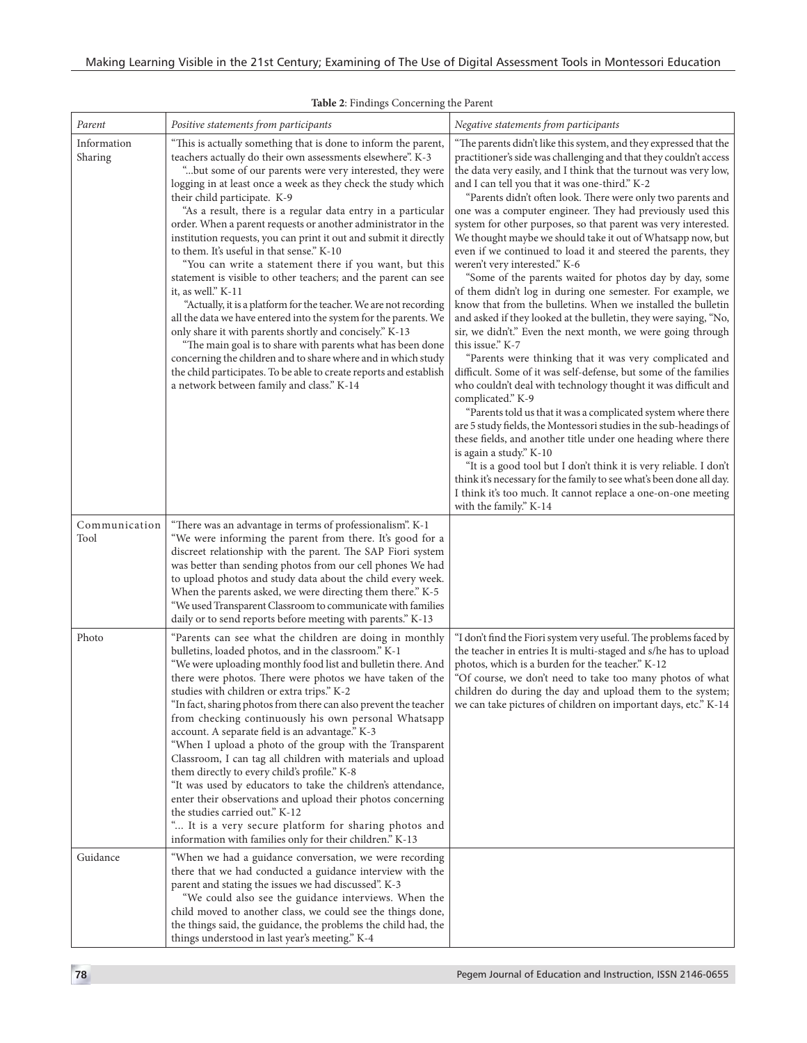**Table 2**: Findings Concerning the Parent

| *Parent* | *Positive statements from participants* | *Negative statements from participants* |
|---|---|---|
| Information Sharing | "This is actually something that is done to inform the parent, teachers actually do their own assessments elsewhere". K-3 "...but some of our parents were very interested, they were logging in at least once a week as they check the study which their child participate. K-9 "As a result, there is a regular data entry in a particular order. When a parent requests or another administrator in the institution requests, you can print it out and submit it directly to them. It's useful in that sense." K-10 "You can write a statement there if you want, but this statement is visible to other teachers; and the parent can see it, as well." K-11 "Actually, it is a platform for the teacher. We are not recording all the data we have entered into the system for the parents. We only share it with parents shortly and concisely." K-13 "The main goal is to share with parents what has been done concerning the children and to share where and in which study the child participates. To be able to create reports and establish a network between family and class." K-14 | "The parents didn't like this system, and they expressed that the practitioner's side was challenging and that they couldn't access the data very easily, and I think that the turnout was very low, and I can tell you that it was one-third." K-2 "Parents didn't often look. There were only two parents and one was a computer engineer. They had previously used this system for other purposes, so that parent was very interested. We thought maybe we should take it out of Whatsapp now, but even if we continued to load it and steered the parents, they weren't very interested." K-6 "Some of the parents waited for photos day by day, some of them didn't log in during one semester. For example, we know that from the bulletins. When we installed the bulletin and asked if they looked at the bulletin, they were saying, "No, sir, we didn't." Even the next month, we were going through this issue." K-7 "Parents were thinking that it was very complicated and difficult. Some of it was self-defense, but some of the families who couldn't deal with technology thought it was difficult and complicated." K-9 "Parents told us that it was a complicated system where there are 5 study fields, the Montessori studies in the sub-headings of these fields, and another title under one heading where there is again a study." K-10 "It is a good tool but I don't think it is very reliable. I don't think it's necessary for the family to see what's been done all day. I think it's too much. It cannot replace a one-on-one meeting with the family." K-14 |
| Communication Tool | "There was an advantage in terms of professionalism". K-1 "We were informing the parent from there. It's good for a discreet relationship with the parent. The SAP Fiori system was better than sending photos from our cell phones We had to upload photos and study data about the child every week. When the parents asked, we were directing them there." K-5 "We used Transparent Classroom to communicate with families daily or to send reports before meeting with parents." K-13 | |
| Photo | "Parents can see what the children are doing in monthly bulletins, loaded photos, and in the classroom." K-1 "We were uploading monthly food list and bulletin there. And there were photos. There were photos we have taken of the studies with children or extra trips." K-2 "In fact, sharing photos from there can also prevent the teacher from checking continuously his own personal Whatsapp account. A separate field is an advantage." K-3 "When I upload a photo of the group with the Transparent Classroom, I can tag all children with materials and upload them directly to every child's profile." K-8 "It was used by educators to take the children's attendance, enter their observations and upload their photos concerning the studies carried out." K-12 "... It is a very secure platform for sharing photos and information with families only for their children." K-13 | "I don't find the Fiori system very useful. The problems faced by the teacher in entries It is multi-staged and s/he has to upload photos, which is a burden for the teacher." K-12 "Of course, we don't need to take too many photos of what children do during the day and upload them to the system; we can take pictures of children on important days, etc." K-14 |
| Guidance | "When we had a guidance conversation, we were recording there that we had conducted a guidance interview with the parent and stating the issues we had discussed". K-3 "We could also see the guidance interviews. When the child moved to another class, we could see the things done, the things said, the guidance, the problems the child had, the things understood in last year's meeting." K-4 | |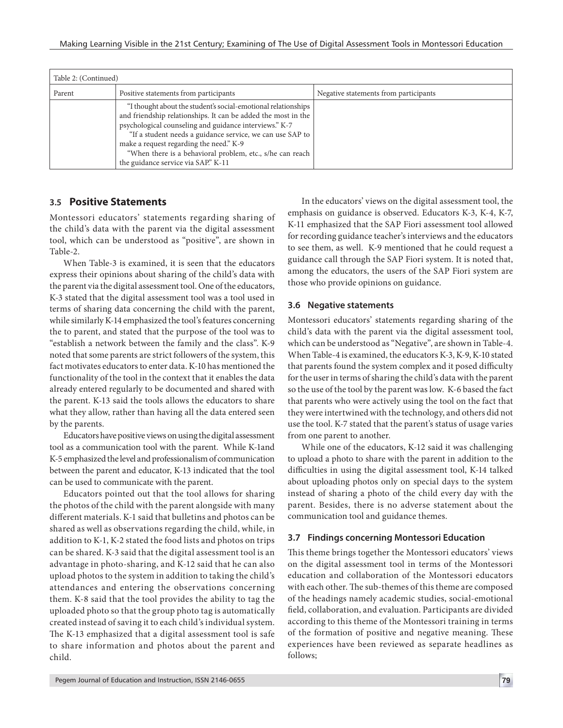| Table 2: (Continued) | | |
|---|---|---|
| Parent | Positive statements from participants | Negative statements from participants |
| | "I thought about the student's social-emotional relationships and friendship relationships. It can be added the most in the psychological counseling and guidance interviews." K-7<br>"If a student needs a guidance service, we can use SAP to make a request regarding the need." K-9<br>"When there is a behavioral problem, etc., s/he can reach the guidance service via SAP." K-11 | |

### 3.5 Positive Statements

Montessori educators' statements regarding sharing of the child's data with the parent via the digital assessment tool, which can be understood as "positive", are shown in Table-2.

When Table-3 is examined, it is seen that the educators express their opinions about sharing of the child's data with the parent via the digital assessment tool. One of the educators, K-3 stated that the digital assessment tool was a tool used in terms of sharing data concerning the child with the parent, while similarly K-14 emphasized the tool's features concerning the to parent, and stated that the purpose of the tool was to "establish a network between the family and the class". K-9 noted that some parents are strict followers of the system, this fact motivates educators to enter data. K-10 has mentioned the functionality of the tool in the context that it enables the data already entered regularly to be documented and shared with the parent. K-13 said the tools allows the educators to share what they allow, rather than having all the data entered seen by the parents.

Educators have positive views on using the digital assessment tool as a communication tool with the parent. While K-1and K-5 emphasized the level and professionalism of communication between the parent and educator, K-13 indicated that the tool can be used to communicate with the parent.

Educators pointed out that the tool allows for sharing the photos of the child with the parent alongside with many different materials. K-1 said that bulletins and photos can be shared as well as observations regarding the child, while, in addition to K-1, K-2 stated the food lists and photos on trips can be shared. K-3 said that the digital assessment tool is an advantage in photo-sharing, and K-12 said that he can also upload photos to the system in addition to taking the child's attendances and entering the observations concerning them. K-8 said that the tool provides the ability to tag the uploaded photo so that the group photo tag is automatically created instead of saving it to each child's individual system. The K-13 emphasized that a digital assessment tool is safe to share information and photos about the parent and child.

In the educators' views on the digital assessment tool, the emphasis on guidance is observed. Educators K-3, K-4, K-7, K-11 emphasized that the SAP Fiori assessment tool allowed for recording guidance teacher's interviews and the educators to see them, as well. K-9 mentioned that he could request a guidance call through the SAP Fiori system. It is noted that, among the educators, the users of the SAP Fiori system are those who provide opinions on guidance.

### 3.6 Negative statements

Montessori educators' statements regarding sharing of the child's data with the parent via the digital assessment tool, which can be understood as "Negative", are shown in Table-4. When Table-4 is examined, the educators K-3, K-9, K-10 stated that parents found the system complex and it posed difficulty for the user in terms of sharing the child's data with the parent so the use of the tool by the parent was low. K-6 based the fact that parents who were actively using the tool on the fact that they were intertwined with the technology, and others did not use the tool. K-7 stated that the parent's status of usage varies from one parent to another.

While one of the educators, K-12 said it was challenging to upload a photo to share with the parent in addition to the difficulties in using the digital assessment tool, K-14 talked about uploading photos only on special days to the system instead of sharing a photo of the child every day with the parent. Besides, there is no adverse statement about the communication tool and guidance themes.

### 3.7 Findings concerning Montessori Education

This theme brings together the Montessori educators' views on the digital assessment tool in terms of the Montessori education and collaboration of the Montessori educators with each other. The sub-themes of this theme are composed of the headings namely academic studies, social-emotional field, collaboration, and evaluation. Participants are divided according to this theme of the Montessori training in terms of the formation of positive and negative meaning. These experiences have been reviewed as separate headlines as follows;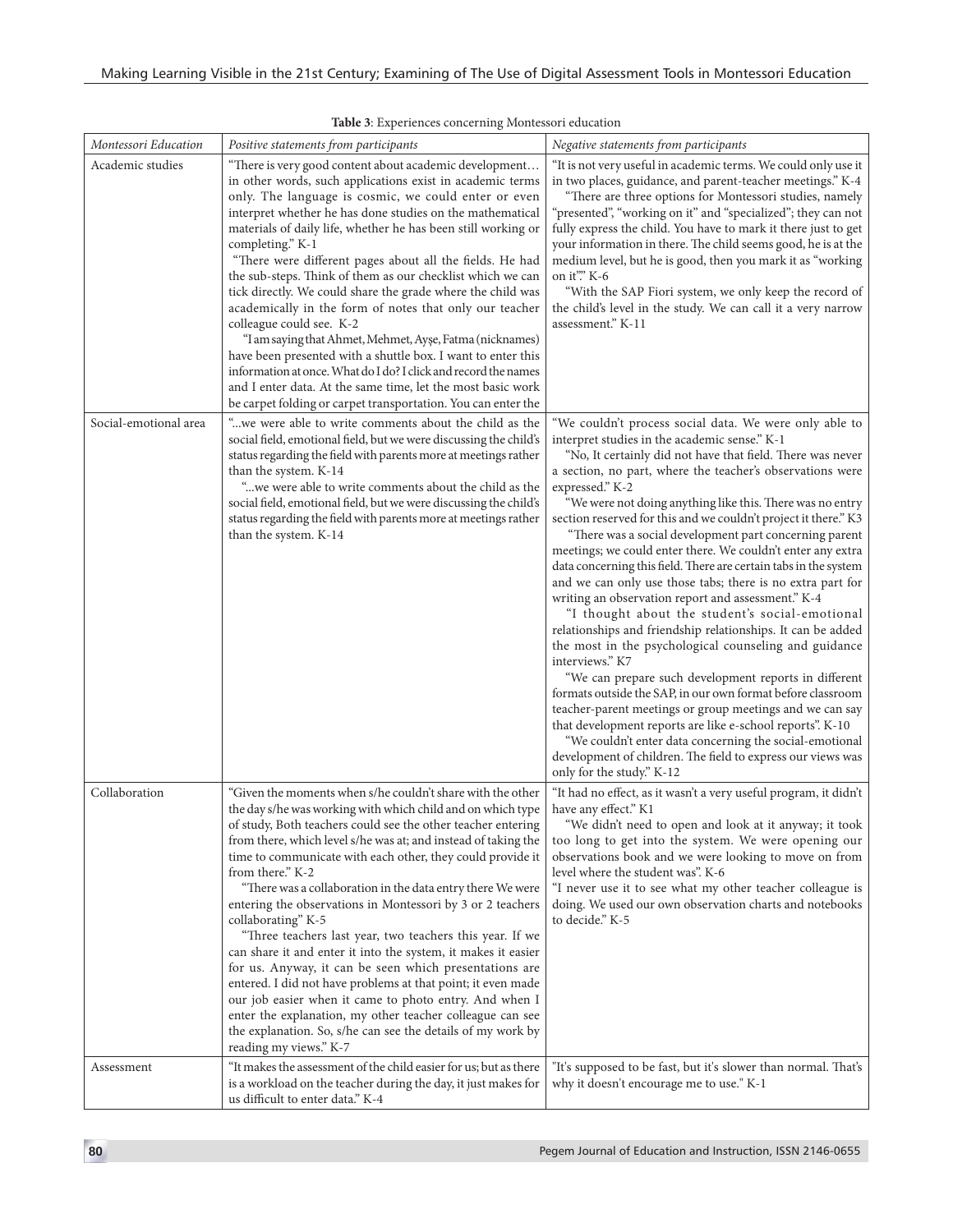**Table 3**: Experiences concerning Montessori education

| *Montessori Education* | *Positive statements from participants* | *Negative statements from participants* |
|---|---|---|
| Academic studies | "There is very good content about academic development… in other words, such applications exist in academic terms only. The language is cosmic, we could enter or even interpret whether he has done studies on the mathematical materials of daily life, whether he has been still working or completing." K-1<br>"There were different pages about all the fields. He had the sub-steps. Think of them as our checklist which we can tick directly. We could share the grade where the child was academically in the form of notes that only our teacher colleague could see. K-2<br>"I am saying that Ahmet, Mehmet, Ayşe, Fatma (nicknames) have been presented with a shuttle box. I want to enter this information at once. What do I do? I click and record the names and I enter data. At the same time, let the most basic work be carpet folding or carpet transportation. You can enter the | "It is not very useful in academic terms. We could only use it in two places, guidance, and parent-teacher meetings." K-4<br>"There are three options for Montessori studies, namely "presented", "working on it" and "specialized"; they can not fully express the child. You have to mark it there just to get your information in there. The child seems good, he is at the medium level, but he is good, then you mark it as "working on it"" K-6<br>"With the SAP Fiori system, we only keep the record of the child's level in the study. We can call it a very narrow assessment." K-11 |
| Social-emotional area | "...we were able to write comments about the child as the social field, emotional field, but we were discussing the child's status regarding the field with parents more at meetings rather than the system. K-14<br>"...we were able to write comments about the child as the social field, emotional field, but we were discussing the child's status regarding the field with parents more at meetings rather than the system. K-14 | "We couldn't process social data. We were only able to interpret studies in the academic sense." K-1<br>"No, It certainly did not have that field. There was never a section, no part, where the teacher's observations were expressed." K-2<br>"We were not doing anything like this. There was no entry section reserved for this and we couldn't project it there." K3<br>"There was a social development part concerning parent meetings; we could enter there. We couldn't enter any extra data concerning this field. There are certain tabs in the system and we can only use those tabs; there is no extra part for writing an observation report and assessment." K-4<br>"I thought about the student's social-emotional relationships and friendship relationships. It can be added the most in the psychological counseling and guidance interviews." K7<br>"We can prepare such development reports in different formats outside the SAP, in our own format before classroom teacher-parent meetings or group meetings and we can say that development reports are like e-school reports". K-10<br>"We couldn't enter data concerning the social-emotional development of children. The field to express our views was only for the study." K-12 |
| Collaboration | "Given the moments when s/he couldn't share with the other the day s/he was working with which child and on which type of study, Both teachers could see the other teacher entering from there, which level s/he was at; and instead of taking the time to communicate with each other, they could provide it from there." K-2<br>"There was a collaboration in the data entry there We were entering the observations in Montessori by 3 or 2 teachers collaborating" K-5<br>"Three teachers last year, two teachers this year. If we can share it and enter it into the system, it makes it easier for us. Anyway, it can be seen which presentations are entered. I did not have problems at that point; it even made our job easier when it came to photo entry. And when I enter the explanation, my other teacher colleague can see the explanation. So, s/he can see the details of my work by reading my views." K-7 | "It had no effect, as it wasn't a very useful program, it didn't have any effect." K1<br>"We didn't need to open and look at it anyway; it took too long to get into the system. We were opening our observations book and we were looking to move on from level where the student was". K-6<br>"I never use it to see what my other teacher colleague is doing. We used our own observation charts and notebooks to decide." K-5 |
| Assessment | "It makes the assessment of the child easier for us; but as there is a workload on the teacher during the day, it just makes for us difficult to enter data." K-4 | "It's supposed to be fast, but it's slower than normal. That's why it doesn't encourage me to use." K-1 |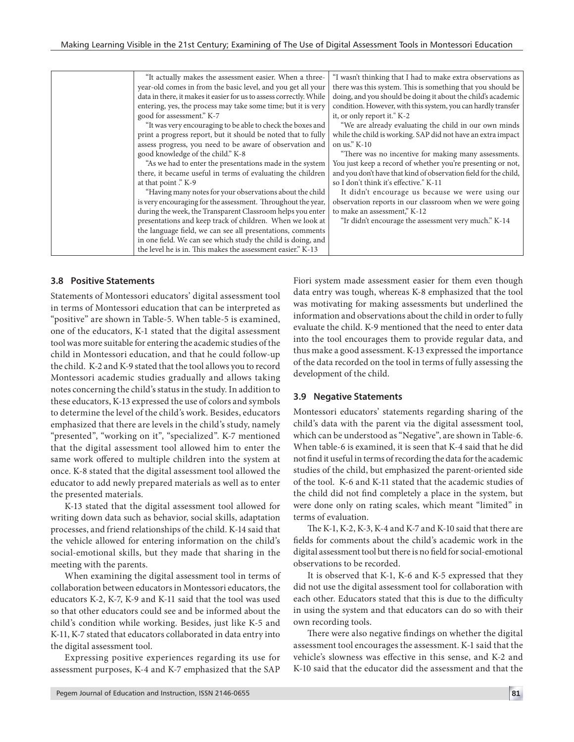| | | |
|---|---|---|
| | "It actually makes the assessment easier. When a three-year-old comes in from the basic level, and you get all your data in there, it makes it easier for us to assess correctly. While entering, yes, the process may take some time; but it is very good for assessment." K-7<br>"It was very encouraging to be able to check the boxes and print a progress report, but it should be noted that to fully assess progress, you need to be aware of observation and good knowledge of the child." K-8<br>"As we had to enter the presentations made in the system there, it became useful in terms of evaluating the children at that point ." K-9<br>"Having many notes for your observations about the child is very encouraging for the assessment. Throughout the year, during the week, the Transparent Classroom helps you enter presentations and keep track of children. When we look at the language field, we can see all presentations, comments in one field. We can see which study the child is doing, and the level he is in. This makes the assessment easier." K-13 | "I wasn't thinking that I had to make extra observations as there was this system. This is something that you should be doing, and you should be doing it about the child's academic condition. However, with this system, you can hardly transfer it, or only report it." K-2<br>"We are already evaluating the child in our own minds while the child is working. SAP did not have an extra impact on us." K-10<br>"There was no incentive for making many assessments. You just keep a record of whether you're presenting or not, and you don't have that kind of observation field for the child, so I don't think it's effective." K-11<br>It didn't encourage us because we were using our observation reports in our classroom when we were going to make an assessment," K-12<br>"Ir didn't encourage the assessment very much." K-14 |

### 3.8 Positive Statements

Statements of Montessori educators' digital assessment tool in terms of Montessori education that can be interpreted as "positive" are shown in Table-5. When table-5 is examined, one of the educators, K-1 stated that the digital assessment tool was more suitable for entering the academic studies of the child in Montessori education, and that he could follow-up the child. K-2 and K-9 stated that the tool allows you to record Montessori academic studies gradually and allows taking notes concerning the child's status in the study. In addition to these educators, K-13 expressed the use of colors and symbols to determine the level of the child's work. Besides, educators emphasized that there are levels in the child's study, namely "presented", "working on it", "specialized". K-7 mentioned that the digital assessment tool allowed him to enter the same work offered to multiple children into the system at once. K-8 stated that the digital assessment tool allowed the educator to add newly prepared materials as well as to enter the presented materials.

K-13 stated that the digital assessment tool allowed for writing down data such as behavior, social skills, adaptation processes, and friend relationships of the child. K-14 said that the vehicle allowed for entering information on the child's social-emotional skills, but they made that sharing in the meeting with the parents.

When examining the digital assessment tool in terms of collaboration between educators in Montessori educators, the educators K-2, K-7, K-9 and K-11 said that the tool was used so that other educators could see and be informed about the child's condition while working. Besides, just like K-5 and K-11, K-7 stated that educators collaborated in data entry into the digital assessment tool.

Expressing positive experiences regarding its use for assessment purposes, K-4 and K-7 emphasized that the SAP Fiori system made assessment easier for them even though data entry was tough, whereas K-8 emphasized that the tool was motivating for making assessments but underlined the information and observations about the child in order to fully evaluate the child. K-9 mentioned that the need to enter data into the tool encourages them to provide regular data, and thus make a good assessment. K-13 expressed the importance of the data recorded on the tool in terms of fully assessing the development of the child.

### 3.9 Negative Statements

Montessori educators' statements regarding sharing of the child's data with the parent via the digital assessment tool, which can be understood as "Negative", are shown in Table-6. When table-6 is examined, it is seen that K-4 said that he did not find it useful in terms of recording the data for the academic studies of the child, but emphasized the parent-oriented side of the tool. K-6 and K-11 stated that the academic studies of the child did not find completely a place in the system, but were done only on rating scales, which meant "limited" in terms of evaluation.

The K-1, K-2, K-3, K-4 and K-7 and K-10 said that there are fields for comments about the child's academic work in the digital assessment tool but there is no field for social-emotional observations to be recorded.

It is observed that K-1, K-6 and K-5 expressed that they did not use the digital assessment tool for collaboration with each other. Educators stated that this is due to the difficulty in using the system and that educators can do so with their own recording tools.

There were also negative findings on whether the digital assessment tool encourages the assessment. K-1 said that the vehicle's slowness was effective in this sense, and K-2 and K-10 said that the educator did the assessment and that the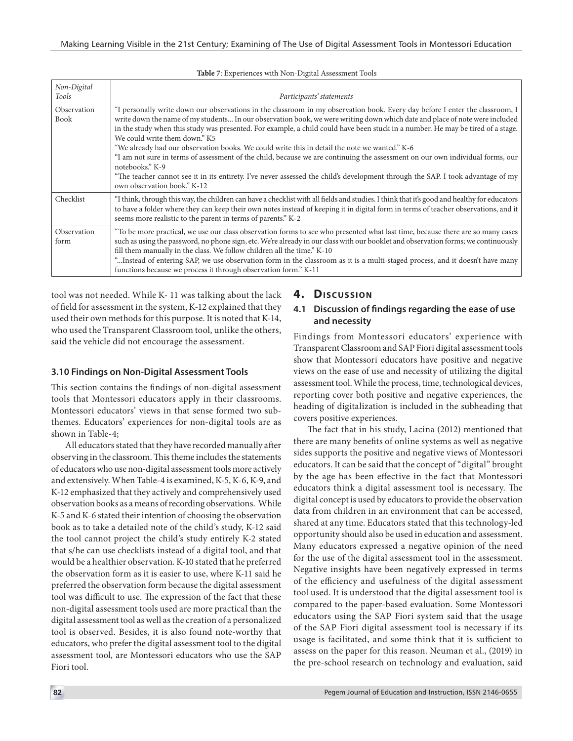**Table 7**: Experiences with Non-Digital Assessment Tools

| *Non-Digital Tools* | *Participants' statements* |
|---|---|
| Observation Book | "I personally write down our observations in the classroom in my observation book. Every day before I enter the classroom, I write down the name of my students... In our observation book, we were writing down which date and place of note were included in the study when this study was presented. For example, a child could have been stuck in a number. He may be tired of a stage. We could write them down." K5<br>"We already had our observation books. We could write this in detail the note we wanted." K-6<br>"I am not sure in terms of assessment of the child, because we are continuing the assessment on our own individual forms, our notebooks." K-9<br>"The teacher cannot see it in its entirety. I've never assessed the child's development through the SAP. I took advantage of my own observation book." K-12 |
| Checklist | "I think, through this way, the children can have a checklist with all fields and studies. I think that it's good and healthy for educators to have a folder where they can keep their own notes instead of keeping it in digital form in terms of teacher observations, and it seems more realistic to the parent in terms of parents." K-2 |
| Observation form | "To be more practical, we use our class observation forms to see who presented what last time, because there are so many cases such as using the password, no phone sign, etc. We're already in our class with our booklet and observation forms; we continuously fill them manually in the class. We follow children all the time." K-10<br>"...Instead of entering SAP, we use observation form in the classroom as it is a multi-staged process, and it doesn't have many functions because we process it through observation form." K-11 |

tool was not needed. While K- 11 was talking about the lack of field for assessment in the system, K-12 explained that they used their own methods for this purpose. It is noted that K-14, who used the Transparent Classroom tool, unlike the others, said the vehicle did not encourage the assessment.

### 3.10 Findings on Non-Digital Assessment Tools

This section contains the findings of non-digital assessment tools that Montessori educators apply in their classrooms. Montessori educators' views in that sense formed two sub-themes. Educators' experiences for non-digital tools are as shown in Table-4;

All educators stated that they have recorded manually after observing in the classroom. This theme includes the statements of educators who use non-digital assessment tools more actively and extensively. When Table-4 is examined, K-5, K-6, K-9, and K-12 emphasized that they actively and comprehensively used observation books as a means of recording observations. While K-5 and K-6 stated their intention of choosing the observation book as to take a detailed note of the child's study, K-12 said the tool cannot project the child's study entirely K-2 stated that s/he can use checklists instead of a digital tool, and that would be a healthier observation. K-10 stated that he preferred the observation form as it is easier to use, where K-11 said he preferred the observation form because the digital assessment tool was difficult to use. The expression of the fact that these non-digital assessment tools used are more practical than the digital assessment tool as well as the creation of a personalized tool is observed. Besides, it is also found note-worthy that educators, who prefer the digital assessment tool to the digital assessment tool, are Montessori educators who use the SAP Fiori tool.

## 4. Discussion

### 4.1 Discussion of findings regarding the ease of use and necessity

Findings from Montessori educators' experience with Transparent Classroom and SAP Fiori digital assessment tools show that Montessori educators have positive and negative views on the ease of use and necessity of utilizing the digital assessment tool. While the process, time, technological devices, reporting cover both positive and negative experiences, the heading of digitalization is included in the subheading that covers positive experiences.

The fact that in his study, Lacina (2012) mentioned that there are many benefits of online systems as well as negative sides supports the positive and negative views of Montessori educators. It can be said that the concept of "digital" brought by the age has been effective in the fact that Montessori educators think a digital assessment tool is necessary. The digital concept is used by educators to provide the observation data from children in an environment that can be accessed, shared at any time. Educators stated that this technology-led opportunity should also be used in education and assessment. Many educators expressed a negative opinion of the need for the use of the digital assessment tool in the assessment. Negative insights have been negatively expressed in terms of the efficiency and usefulness of the digital assessment tool used. It is understood that the digital assessment tool is compared to the paper-based evaluation. Some Montessori educators using the SAP Fiori system said that the usage of the SAP Fiori digital assessment tool is necessary if its usage is facilitated, and some think that it is sufficient to assess on the paper for this reason. Neuman et al., (2019) in the pre-school research on technology and evaluation, said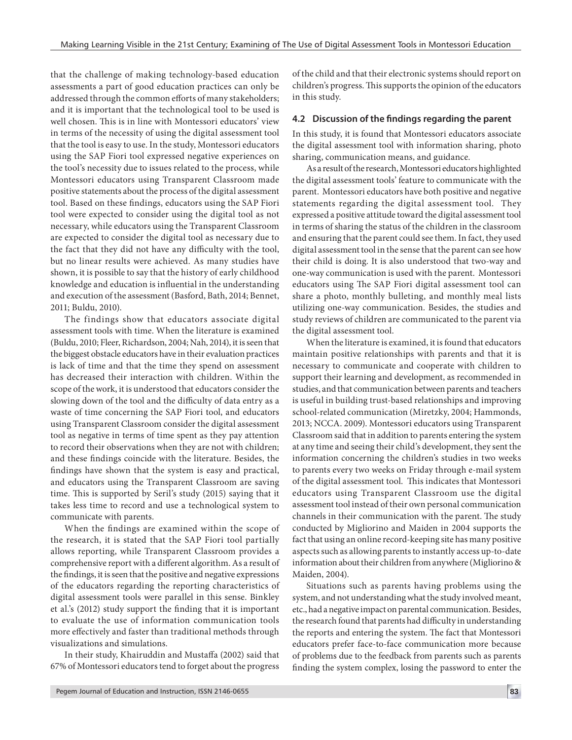that the challenge of making technology-based education assessments a part of good education practices can only be addressed through the common efforts of many stakeholders; and it is important that the technological tool to be used is well chosen. This is in line with Montessori educators' view in terms of the necessity of using the digital assessment tool that the tool is easy to use. In the study, Montessori educators using the SAP Fiori tool expressed negative experiences on the tool's necessity due to issues related to the process, while Montessori educators using Transparent Classroom made positive statements about the process of the digital assessment tool. Based on these findings, educators using the SAP Fiori tool were expected to consider using the digital tool as not necessary, while educators using the Transparent Classroom are expected to consider the digital tool as necessary due to the fact that they did not have any difficulty with the tool, but no linear results were achieved. As many studies have shown, it is possible to say that the history of early childhood knowledge and education is influential in the understanding and execution of the assessment (Basford, Bath, 2014; Bennet, 2011; Buldu, 2010).

The findings show that educators associate digital assessment tools with time. When the literature is examined (Buldu, 2010; Fleer, Richardson, 2004; Nah, 2014), it is seen that the biggest obstacle educators have in their evaluation practices is lack of time and that the time they spend on assessment has decreased their interaction with children. Within the scope of the work, it is understood that educators consider the slowing down of the tool and the difficulty of data entry as a waste of time concerning the SAP Fiori tool, and educators using Transparent Classroom consider the digital assessment tool as negative in terms of time spent as they pay attention to record their observations when they are not with children; and these findings coincide with the literature. Besides, the findings have shown that the system is easy and practical, and educators using the Transparent Classroom are saving time. This is supported by Seril's study (2015) saying that it takes less time to record and use a technological system to communicate with parents.

When the findings are examined within the scope of the research, it is stated that the SAP Fiori tool partially allows reporting, while Transparent Classroom provides a comprehensive report with a different algorithm. As a result of the findings, it is seen that the positive and negative expressions of the educators regarding the reporting characteristics of digital assessment tools were parallel in this sense. Binkley et al.'s (2012) study support the finding that it is important to evaluate the use of information communication tools more effectively and faster than traditional methods through visualizations and simulations.

In their study, Khairuddin and Mustaffa (2002) said that 67% of Montessori educators tend to forget about the progress of the child and that their electronic systems should report on children's progress. This supports the opinion of the educators in this study.

### 4.2 Discussion of the findings regarding the parent

In this study, it is found that Montessori educators associate the digital assessment tool with information sharing, photo sharing, communication means, and guidance.

As a result of the research, Montessori educators highlighted the digital assessment tools' feature to communicate with the parent. Montessori educators have both positive and negative statements regarding the digital assessment tool. They expressed a positive attitude toward the digital assessment tool in terms of sharing the status of the children in the classroom and ensuring that the parent could see them. In fact, they used digital assessment tool in the sense that the parent can see how their child is doing. It is also understood that two-way and one-way communication is used with the parent. Montessori educators using The SAP Fiori digital assessment tool can share a photo, monthly bulleting, and monthly meal lists utilizing one-way communication. Besides, the studies and study reviews of children are communicated to the parent via the digital assessment tool.

When the literature is examined, it is found that educators maintain positive relationships with parents and that it is necessary to communicate and cooperate with children to support their learning and development, as recommended in studies, and that communication between parents and teachers is useful in building trust-based relationships and improving school-related communication (Miretzky, 2004; Hammonds, 2013; NCCA. 2009). Montessori educators using Transparent Classroom said that in addition to parents entering the system at any time and seeing their child's development, they sent the information concerning the children's studies in two weeks to parents every two weeks on Friday through e-mail system of the digital assessment tool. This indicates that Montessori educators using Transparent Classroom use the digital assessment tool instead of their own personal communication channels in their communication with the parent. The study conducted by Migliorino and Maiden in 2004 supports the fact that using an online record-keeping site has many positive aspects such as allowing parents to instantly access up-to-date information about their children from anywhere (Migliorino & Maiden, 2004).

Situations such as parents having problems using the system, and not understanding what the study involved meant, etc., had a negative impact on parental communication. Besides, the research found that parents had difficulty in understanding the reports and entering the system. The fact that Montessori educators prefer face-to-face communication more because of problems due to the feedback from parents such as parents finding the system complex, losing the password to enter the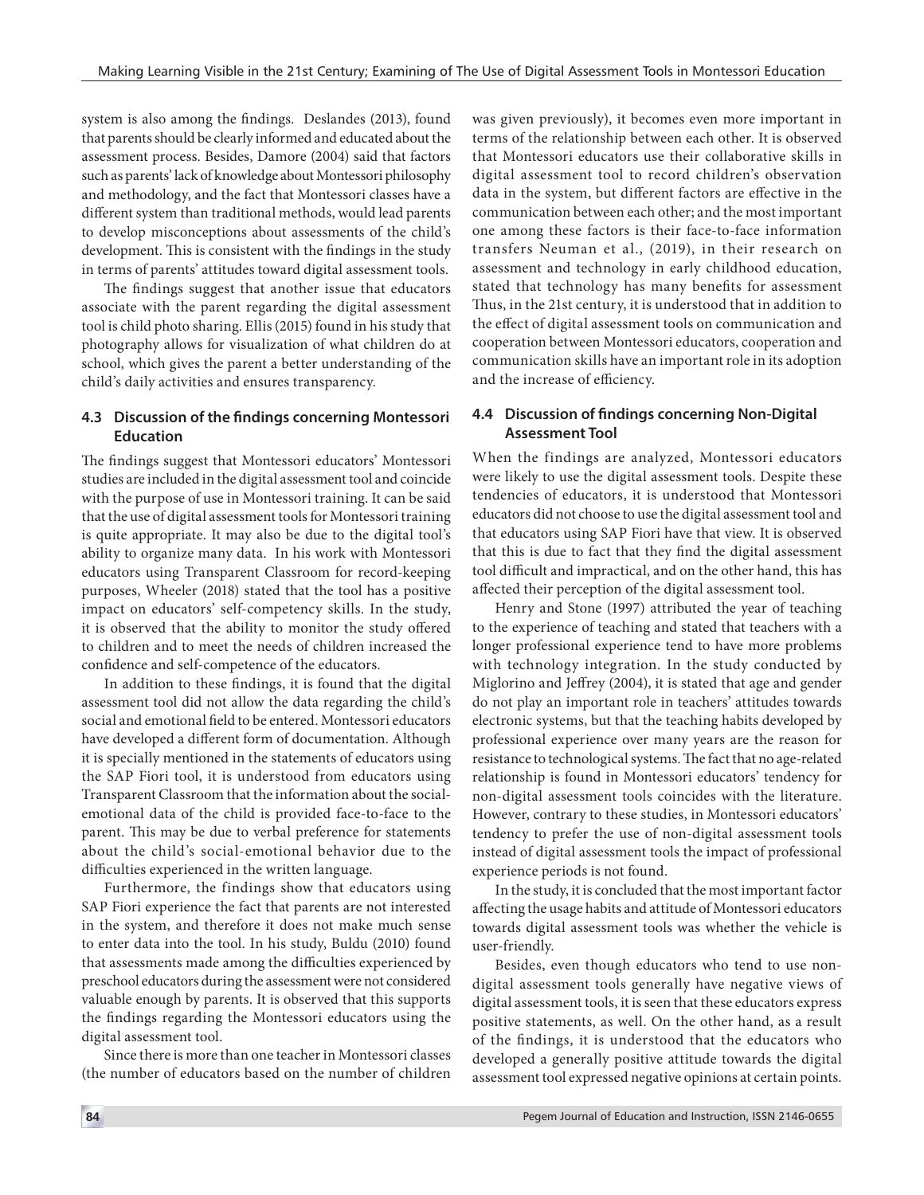system is also among the findings. Deslandes (2013), found that parents should be clearly informed and educated about the assessment process. Besides, Damore (2004) said that factors such as parents' lack of knowledge about Montessori philosophy and methodology, and the fact that Montessori classes have a different system than traditional methods, would lead parents to develop misconceptions about assessments of the child's development. This is consistent with the findings in the study in terms of parents' attitudes toward digital assessment tools.

The findings suggest that another issue that educators associate with the parent regarding the digital assessment tool is child photo sharing. Ellis (2015) found in his study that photography allows for visualization of what children do at school, which gives the parent a better understanding of the child's daily activities and ensures transparency.

### 4.3 Discussion of the findings concerning Montessori Education

The findings suggest that Montessori educators' Montessori studies are included in the digital assessment tool and coincide with the purpose of use in Montessori training. It can be said that the use of digital assessment tools for Montessori training is quite appropriate. It may also be due to the digital tool's ability to organize many data. In his work with Montessori educators using Transparent Classroom for record-keeping purposes, Wheeler (2018) stated that the tool has a positive impact on educators' self-competency skills. In the study, it is observed that the ability to monitor the study offered to children and to meet the needs of children increased the confidence and self-competence of the educators.

In addition to these findings, it is found that the digital assessment tool did not allow the data regarding the child's social and emotional field to be entered. Montessori educators have developed a different form of documentation. Although it is specially mentioned in the statements of educators using the SAP Fiori tool, it is understood from educators using Transparent Classroom that the information about the social-emotional data of the child is provided face-to-face to the parent. This may be due to verbal preference for statements about the child's social-emotional behavior due to the difficulties experienced in the written language.

Furthermore, the findings show that educators using SAP Fiori experience the fact that parents are not interested in the system, and therefore it does not make much sense to enter data into the tool. In his study, Buldu (2010) found that assessments made among the difficulties experienced by preschool educators during the assessment were not considered valuable enough by parents. It is observed that this supports the findings regarding the Montessori educators using the digital assessment tool.

Since there is more than one teacher in Montessori classes (the number of educators based on the number of children was given previously), it becomes even more important in terms of the relationship between each other. It is observed that Montessori educators use their collaborative skills in digital assessment tool to record children's observation data in the system, but different factors are effective in the communication between each other; and the most important one among these factors is their face-to-face information transfers Neuman et al., (2019), in their research on assessment and technology in early childhood education, stated that technology has many benefits for assessment Thus, in the 21st century, it is understood that in addition to the effect of digital assessment tools on communication and cooperation between Montessori educators, cooperation and communication skills have an important role in its adoption and the increase of efficiency.

### 4.4 Discussion of findings concerning Non-Digital Assessment Tool

When the findings are analyzed, Montessori educators were likely to use the digital assessment tools. Despite these tendencies of educators, it is understood that Montessori educators did not choose to use the digital assessment tool and that educators using SAP Fiori have that view. It is observed that this is due to fact that they find the digital assessment tool difficult and impractical, and on the other hand, this has affected their perception of the digital assessment tool.

Henry and Stone (1997) attributed the year of teaching to the experience of teaching and stated that teachers with a longer professional experience tend to have more problems with technology integration. In the study conducted by Miglorino and Jeffrey (2004), it is stated that age and gender do not play an important role in teachers' attitudes towards electronic systems, but that the teaching habits developed by professional experience over many years are the reason for resistance to technological systems. The fact that no age-related relationship is found in Montessori educators' tendency for non-digital assessment tools coincides with the literature. However, contrary to these studies, in Montessori educators' tendency to prefer the use of non-digital assessment tools instead of digital assessment tools the impact of professional experience periods is not found.

In the study, it is concluded that the most important factor affecting the usage habits and attitude of Montessori educators towards digital assessment tools was whether the vehicle is user-friendly.

Besides, even though educators who tend to use non-digital assessment tools generally have negative views of digital assessment tools, it is seen that these educators express positive statements, as well. On the other hand, as a result of the findings, it is understood that the educators who developed a generally positive attitude towards the digital assessment tool expressed negative opinions at certain points.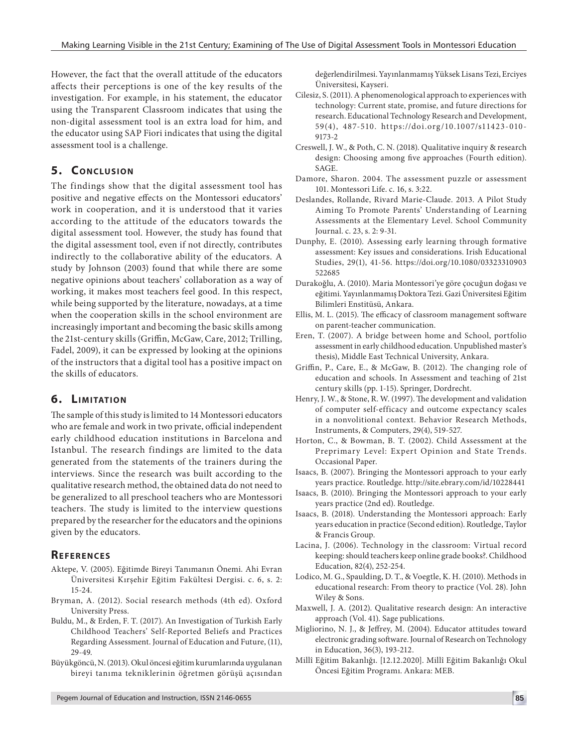However, the fact that the overall attitude of the educators affects their perceptions is one of the key results of the investigation. For example, in his statement, the educator using the Transparent Classroom indicates that using the non-digital assessment tool is an extra load for him, and the educator using SAP Fiori indicates that using the digital assessment tool is a challenge.

## 5. Conclusion

The findings show that the digital assessment tool has positive and negative effects on the Montessori educators' work in cooperation, and it is understood that it varies according to the attitude of the educators towards the digital assessment tool. However, the study has found that the digital assessment tool, even if not directly, contributes indirectly to the collaborative ability of the educators. A study by Johnson (2003) found that while there are some negative opinions about teachers' collaboration as a way of working, it makes most teachers feel good. In this respect, while being supported by the literature, nowadays, at a time when the cooperation skills in the school environment are increasingly important and becoming the basic skills among the 21st-century skills (Griffin, McGaw, Care, 2012; Trilling, Fadel, 2009), it can be expressed by looking at the opinions of the instructors that a digital tool has a positive impact on the skills of educators.

## 6. Limitation

The sample of this study is limited to 14 Montessori educators who are female and work in two private, official independent early childhood education institutions in Barcelona and Istanbul. The research findings are limited to the data generated from the statements of the trainers during the interviews. Since the research was built according to the qualitative research method, the obtained data do not need to be generalized to all preschool teachers who are Montessori teachers. The study is limited to the interview questions prepared by the researcher for the educators and the opinions given by the educators.

## References

Aktepe, V. (2005). Eğitimde Bireyi Tanımanın Önemi. Ahi Evran Üniversitesi Kırşehir Eğitim Fakültesi Dergisi. c. 6, s. 2: 15-24.

Bryman, A. (2012). Social research methods (4th ed). Oxford University Press.

Buldu, M., & Erden, F. T. (2017). An Investigation of Turkish Early Childhood Teachers' Self-Reported Beliefs and Practices Regarding Assessment. Journal of Education and Future, (11), 29-49.

Büyükgöncü, N. (2013). Okul öncesi eğitim kurumlarında uygulanan bireyi tanıma tekniklerinin öğretmen görüşü açısından değerlendirilmesi. Yayınlanmamış Yüksek Lisans Tezi, Erciyes Üniversitesi, Kayseri.

Cilesiz, S. (2011). A phenomenological approach to experiences with technology: Current state, promise, and future directions for research. Educational Technology Research and Development, 59(4), 487-510. https://doi.org/10.1007/s11423-010-9173-2

Creswell, J. W., & Poth, C. N. (2018). Qualitative inquiry & research design: Choosing among five approaches (Fourth edition). SAGE.

Damore, Sharon. 2004. The assessment puzzle or assessment 101. Montessori Life. c. 16, s. 3:22.

Deslandes, Rollande, Rivard Marie-Claude. 2013. A Pilot Study Aiming To Promote Parents' Understanding of Learning Assessments at the Elementary Level. School Community Journal. c. 23, s. 2: 9-31.

Dunphy, E. (2010). Assessing early learning through formative assessment: Key issues and considerations. Irish Educational Studies, 29(1), 41-56. https://doi.org/10.1080/03323310903522685

Durakoğlu, A. (2010). Maria Montessori'ye göre çocuğun doğası ve eğitimi. Yayınlanmamış Doktora Tezi. Gazi Üniversitesi Eğitim Bilimleri Enstitüsü, Ankara.

Ellis, M. L. (2015). The efficacy of classroom management software on parent-teacher communication.

Eren, T. (2007). A bridge between home and School, portfolio assessment in early childhood education. Unpublished master's thesis), Middle East Technical University, Ankara.

Griffin, P., Care, E., & McGaw, B. (2012). The changing role of education and schools. In Assessment and teaching of 21st century skills (pp. 1-15). Springer, Dordrecht.

Henry, J. W., & Stone, R. W. (1997). The development and validation of computer self-efficacy and outcome expectancy scales in a nonvolitional context. Behavior Research Methods, Instruments, & Computers, 29(4), 519-527.

Horton, C., & Bowman, B. T. (2002). Child Assessment at the Preprimary Level: Expert Opinion and State Trends. Occasional Paper.

Isaacs, B. (2007). Bringing the Montessori approach to your early years practice. Routledge. http://site.ebrary.com/id/10228441

Isaacs, B. (2010). Bringing the Montessori approach to your early years practice (2nd ed). Routledge.

Isaacs, B. (2018). Understanding the Montessori approach: Early years education in practice (Second edition). Routledge, Taylor & Francis Group.

Lacina, J. (2006). Technology in the classroom: Virtual record keeping: should teachers keep online grade books?. Childhood Education, 82(4), 252-254.

Lodico, M. G., Spaulding, D. T., & Voegtle, K. H. (2010). Methods in educational research: From theory to practice (Vol. 28). John Wiley & Sons.

Maxwell, J. A. (2012). Qualitative research design: An interactive approach (Vol. 41). Sage publications.

Migliorino, N. J., & Jeffrey, M. (2004). Educator attitudes toward electronic grading software. Journal of Research on Technology in Education, 36(3), 193-212.

Millî Eğitim Bakanlığı. [12.12.2020]. Millî Eğitim Bakanlığı Okul Öncesi Eğitim Programı. Ankara: MEB.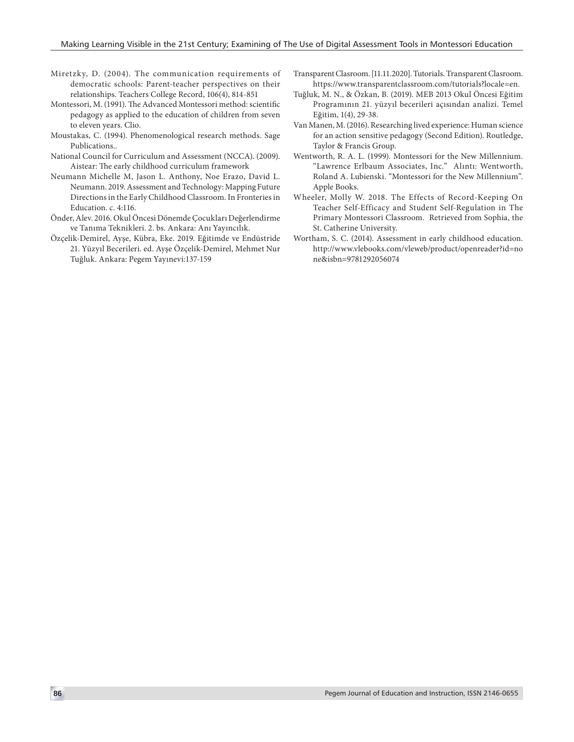Miretzky, D. (2004). The communication requirements of democratic schools: Parent-teacher perspectives on their relationships. Teachers College Record, 106(4), 814-851

Montessori, M. (1991). The Advanced Montessori method: scientific pedagogy as applied to the education of children from seven to eleven years. Clio.

Moustakas, C. (1994). Phenomenological research methods. Sage Publications..

National Council for Curriculum and Assessment (NCCA). (2009). Aistear: The early childhood curriculum framework

Neumann Michelle M, Jason L. Anthony, Noe Erazo, David L. Neumann. 2019. Assessment and Technology: Mapping Future Directions in the Early Childhood Classroom. In Fronteries in Education. c. 4:116.

Önder, Alev. 2016. Okul Öncesi Dönemde Çocukları Değerlendirme ve Tanıma Teknikleri. 2. bs. Ankara: Anı Yayıncılık.

Özçelik-Demirel, Ayşe, Kübra, Eke. 2019. Eğitimde ve Endüstride 21. Yüzyıl Becerileri. ed. Ayşe Özçelik-Demirel, Mehmet Nur Tuğluk. Ankara: Pegem Yayınevi:137-159

Transparent Clasroom. [11.11.2020]. Tutorials. Transparent Clasroom. https://www.transparentclassroom.com/tutorials?locale=en.

Tuğluk, M. N., & Özkan, B. (2019). MEB 2013 Okul Öncesi Eğitim Programının 21. yüzyıl becerileri açısından analizi. Temel Eğitim, 1(4), 29-38.

Van Manen, M. (2016). Researching lived experience: Human science for an action sensitive pedagogy (Second Edition). Routledge, Taylor & Francis Group.

Wentworth, R. A. L. (1999). Montessori for the New Millennium. "Lawrence Erlbaum Associates, Inc." Alıntı: Wentworth, Roland A. Lubienski. "Montessori for the New Millennium". Apple Books.

Wheeler, Molly W. 2018. The Effects of Record-Keeping On Teacher Self-Efficacy and Student Self-Regulation in The Primary Montessori Classroom. Retrieved from Sophia, the St. Catherine University.

Wortham, S. C. (2014). Assessment in early childhood education. http://www.vlebooks.com/vleweb/product/openreader?id=none&isbn=9781292056074